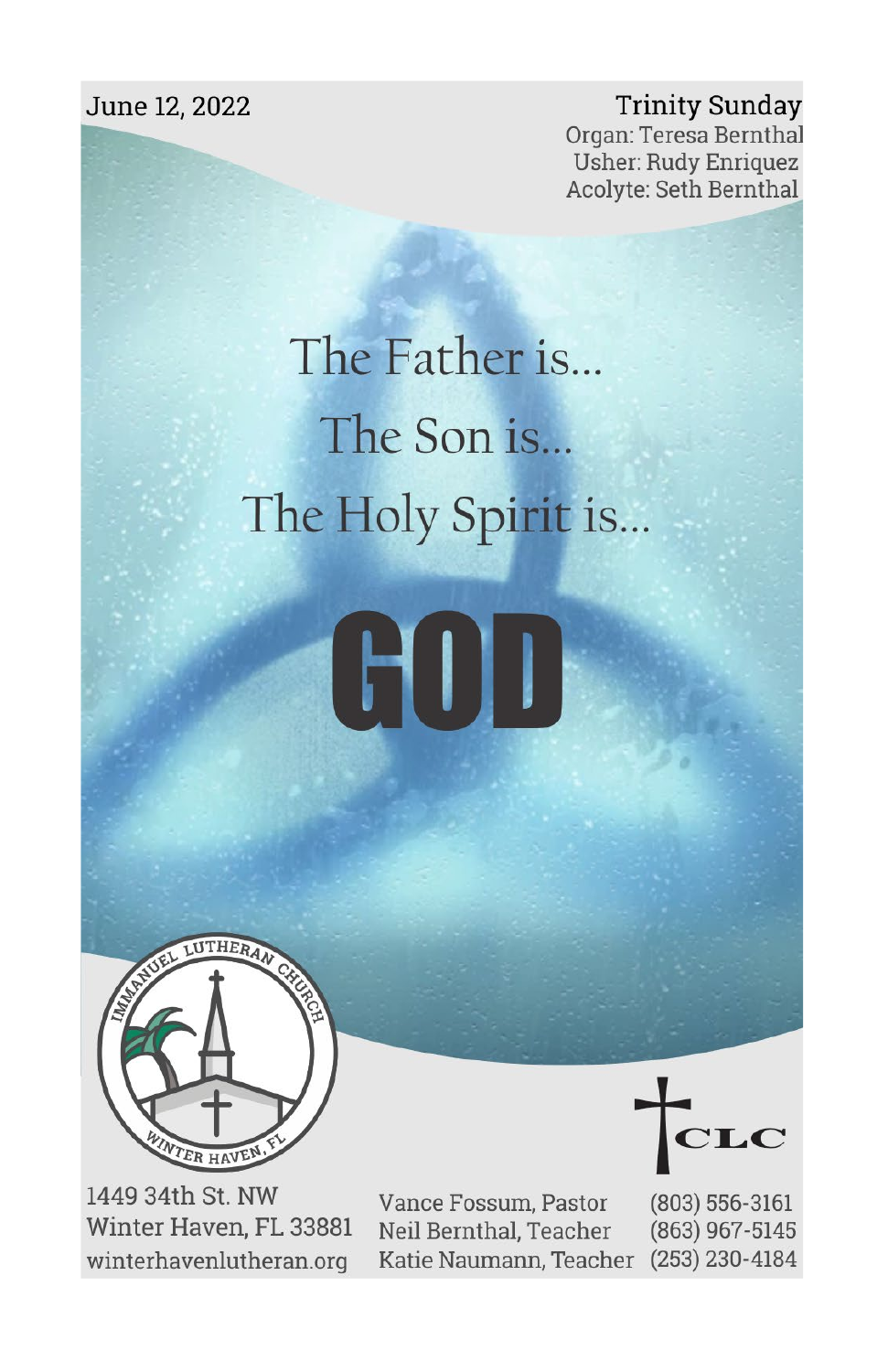June 12, 2022

**Trinity Sunday**

Organ: Teresa Bernthal
Usher: Rudy Enriquez
Acolyte: Seth Bernthal

# The Father is...
# The Son is...
# The Holy Spirit is...

# GOD

IMMANUEL LUTHERAN CHURCH
WINTER HAVEN, FL

CLC

1449 34th St. NW
Winter Haven, FL 33881
winterhavenlutheran.org

Vance Fossum, Pastor (803) 556-3161
Neil Bernthal, Teacher (863) 967-5145
Katie Naumann, Teacher (253) 230-4184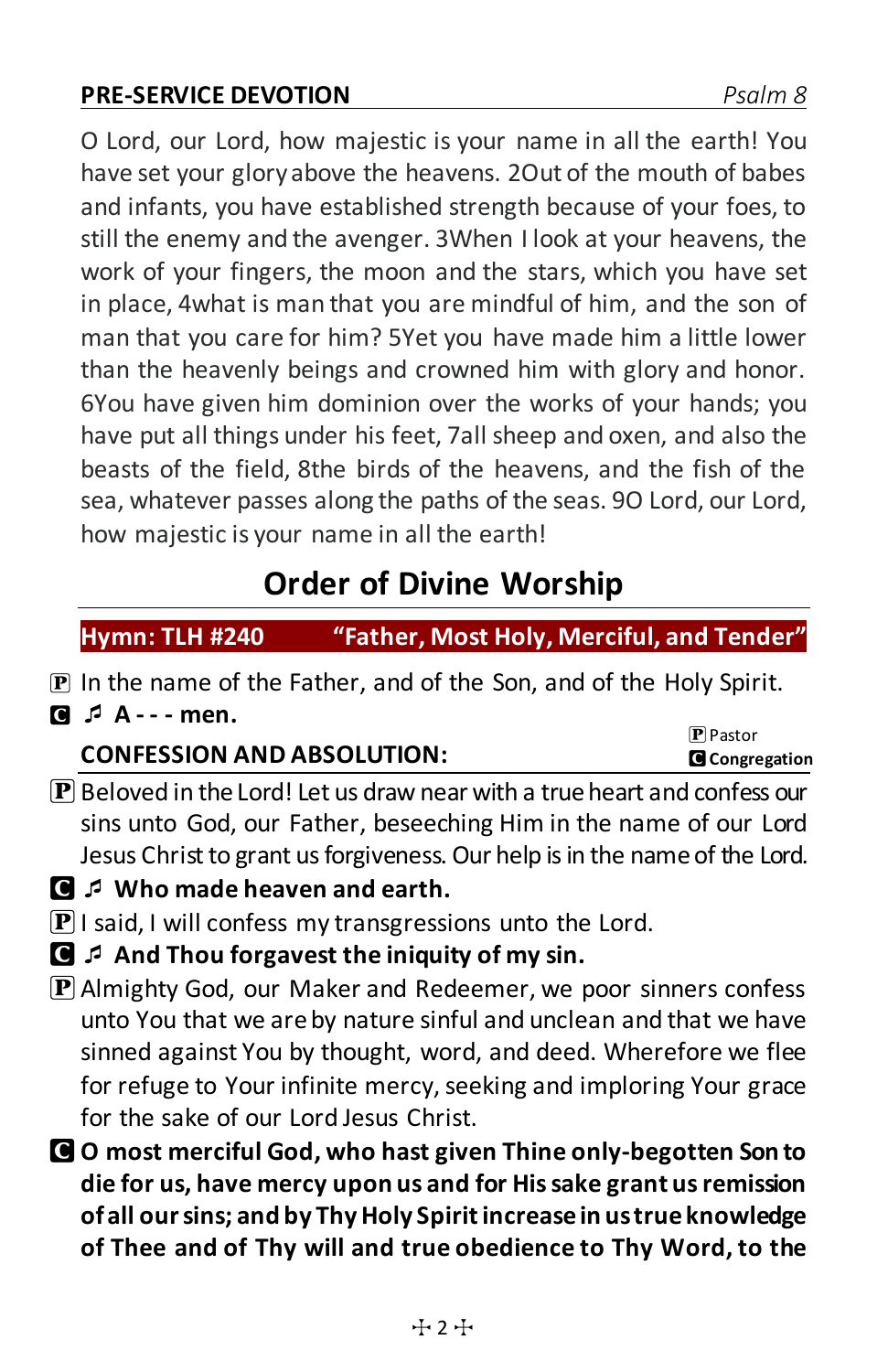**PRE-SERVICE DEVOTION** *Psalm 8*

O Lord, our Lord, how majestic is your name in all the earth! You have set your glory above the heavens. 2Out of the mouth of babes and infants, you have established strength because of your foes, to still the enemy and the avenger. 3When I look at your heavens, the work of your fingers, the moon and the stars, which you have set in place, 4what is man that you are mindful of him, and the son of man that you care for him? 5Yet you have made him a little lower than the heavenly beings and crowned him with glory and honor. 6You have given him dominion over the works of your hands; you have put all things under his feet, 7all sheep and oxen, and also the beasts of the field, 8the birds of the heavens, and the fish of the sea, whatever passes along the paths of the seas. 9O Lord, our Lord, how majestic is your name in all the earth!

# Order of Divine Worship

**Hymn: TLH #240 “Father, Most Holy, Merciful, and Tender”**

P In the name of the Father, and of the Son, and of the Holy Spirit.

C ♫ **A - - - men.**

P Pastor
C **Congregation**

**CONFESSION AND ABSOLUTION:**

P Beloved in the Lord! Let us draw near with a true heart and confess our sins unto God, our Father, beseeching Him in the name of our Lord Jesus Christ to grant us forgiveness. Our help is in the name of the Lord.

C ♫ **Who made heaven and earth.**

P I said, I will confess my transgressions unto the Lord.

C ♫ **And Thou forgavest the iniquity of my sin.**

P Almighty God, our Maker and Redeemer, we poor sinners confess unto You that we are by nature sinful and unclean and that we have sinned against You by thought, word, and deed. Wherefore we flee for refuge to Your infinite mercy, seeking and imploring Your grace for the sake of our Lord Jesus Christ.

C **O most merciful God, who hast given Thine only-begotten Son to die for us, have mercy upon us and for His sake grant us remission of all our sins; and by Thy Holy Spirit increase in us true knowledge of Thee and of Thy will and true obedience to Thy Word, to the**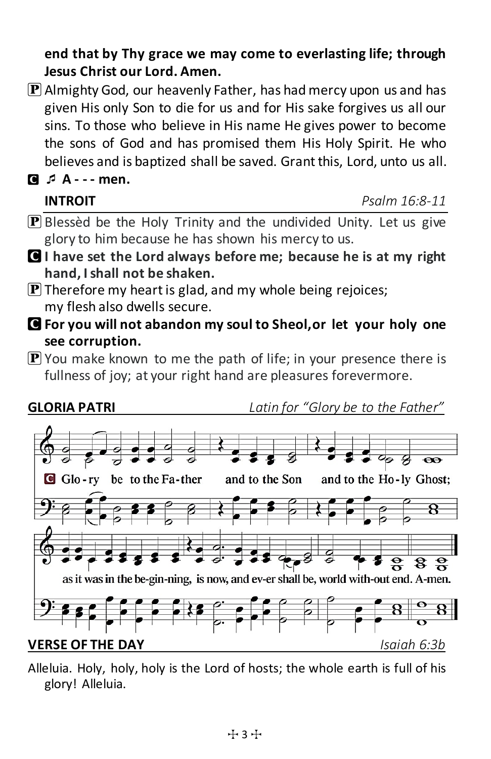**end that by Thy grace we may come to everlasting life; through Jesus Christ our Lord. Amen.**

P Almighty God, our heavenly Father, has had mercy upon us and has given His only Son to die for us and for His sake forgives us all our sins. To those who believe in His name He gives power to become the sons of God and has promised them His Holy Spirit. He who believes and is baptized shall be saved. Grant this, Lord, unto us all.

C ♬ **A - - - men.**

**INTROIT** *Psalm 16:8-11*

P Blessèd be the Holy Trinity and the undivided Unity. Let us give glory to him because he has shown his mercy to us.

C **I have set the Lord always before me; because he is at my right hand, I shall not be shaken.**

P Therefore my heart is glad, and my whole being rejoices; my flesh also dwells secure.

C **For you will not abandon my soul to Sheol, or let your holy one see corruption.**

P You make known to me the path of life; in your presence there is fullness of joy; at your right hand are pleasures forevermore.

**GLORIA PATRI** *Latin for "Glory be to the Father"*

C Glo-ry be to the Fa-ther and to the Son and to the Ho-ly Ghost; as it was in the be-gin-ning, is now, and ev-er shall be, world with-out end. A-men.

**VERSE OF THE DAY** *Isaiah 6:3b*

Alleluia. Holy, holy, holy is the Lord of hosts; the whole earth is full of his glory! Alleluia.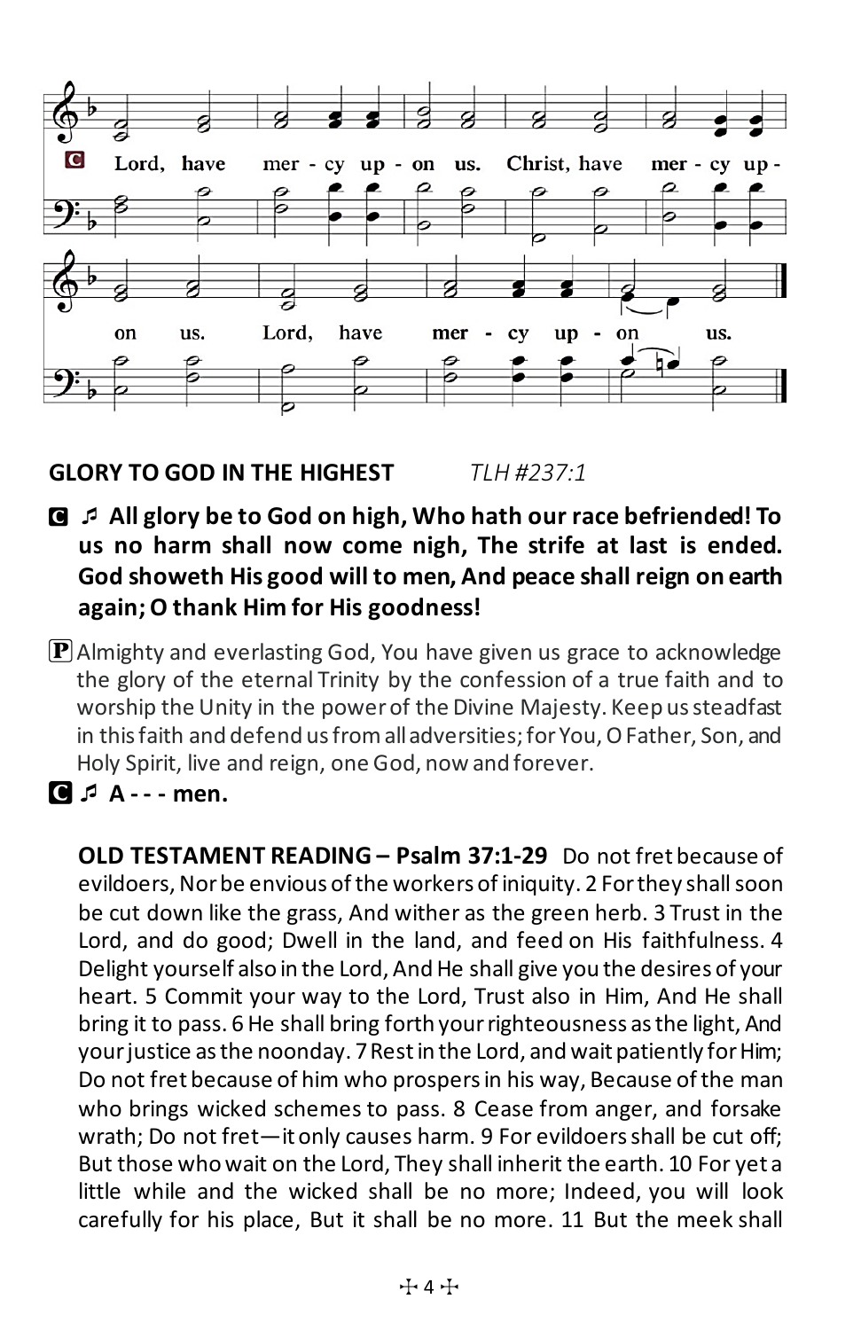**C** Lord, have mer - cy up - on us. Christ, have mer - cy up - on us. Lord, have mer - cy up - on us.

**GLORY TO GOD IN THE HIGHEST** *TLH #237:1*

**C** ♬ **All glory be to God on high, Who hath our race befriended! To us no harm shall now come nigh, The strife at last is ended. God showeth His good will to men, And peace shall reign on earth again; O thank Him for His goodness!**

**P** Almighty and everlasting God, You have given us grace to acknowledge the glory of the eternal Trinity by the confession of a true faith and to worship the Unity in the power of the Divine Majesty. Keep us steadfast in this faith and defend us from all adversities; for You, O Father, Son, and Holy Spirit, live and reign, one God, now and forever.

**C** ♬ **A - - - men.**

**OLD TESTAMENT READING – Psalm 37:1-29** Do not fret because of evildoers, Nor be envious of the workers of iniquity. 2 For they shall soon be cut down like the grass, And wither as the green herb. 3 Trust in the Lord, and do good; Dwell in the land, and feed on His faithfulness. 4 Delight yourself also in the Lord, And He shall give you the desires of your heart. 5 Commit your way to the Lord, Trust also in Him, And He shall bring it to pass. 6 He shall bring forth your righteousness as the light, And your justice as the noonday. 7 Rest in the Lord, and wait patiently for Him; Do not fret because of him who prospers in his way, Because of the man who brings wicked schemes to pass. 8 Cease from anger, and forsake wrath; Do not fret—it only causes harm. 9 For evildoers shall be cut off; But those who wait on the Lord, They shall inherit the earth. 10 For yet a little while and the wicked shall be no more; Indeed, you will look carefully for his place, But it shall be no more. 11 But the meek shall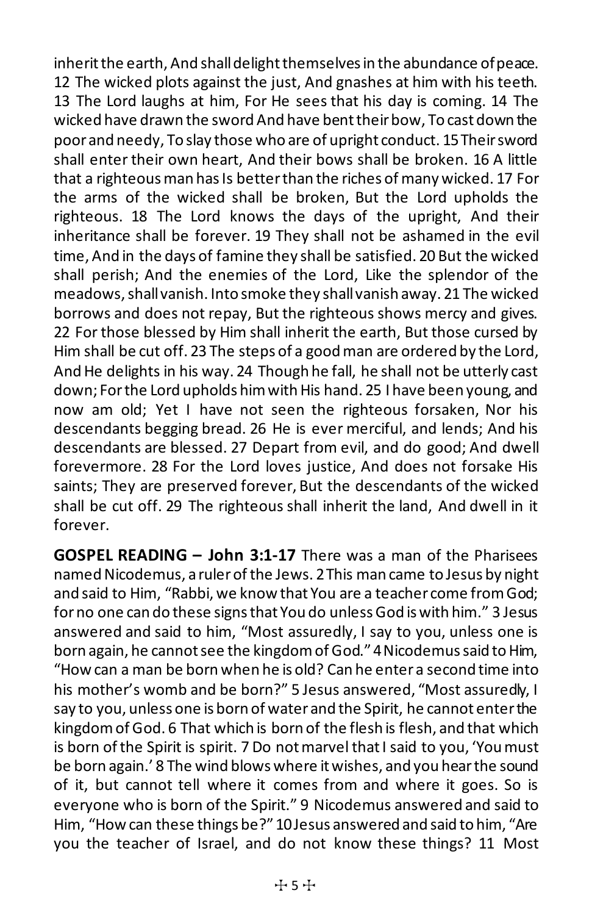inherit the earth, And shall delight themselves in the abundance of peace. 12 The wicked plots against the just, And gnashes at him with his teeth. 13 The Lord laughs at him, For He sees that his day is coming. 14 The wicked have drawn the sword And have bent their bow, To cast down the poor and needy, To slay those who are of upright conduct. 15 Their sword shall enter their own heart, And their bows shall be broken. 16 A little that a righteous man has Is better than the riches of many wicked. 17 For the arms of the wicked shall be broken, But the Lord upholds the righteous. 18 The Lord knows the days of the upright, And their inheritance shall be forever. 19 They shall not be ashamed in the evil time, And in the days of famine they shall be satisfied. 20 But the wicked shall perish; And the enemies of the Lord, Like the splendor of the meadows, shall vanish. Into smoke they shall vanish away. 21 The wicked borrows and does not repay, But the righteous shows mercy and gives. 22 For those blessed by Him shall inherit the earth, But those cursed by Him shall be cut off. 23 The steps of a good man are ordered by the Lord, And He delights in his way. 24 Though he fall, he shall not be utterly cast down; For the Lord upholds him with His hand. 25 I have been young, and now am old; Yet I have not seen the righteous forsaken, Nor his descendants begging bread. 26 He is ever merciful, and lends; And his descendants are blessed. 27 Depart from evil, and do good; And dwell forevermore. 28 For the Lord loves justice, And does not forsake His saints; They are preserved forever, But the descendants of the wicked shall be cut off. 29 The righteous shall inherit the land, And dwell in it forever.

**GOSPEL READING – John 3:1-17** There was a man of the Pharisees named Nicodemus, a ruler of the Jews. 2 This man came to Jesus by night and said to Him, "Rabbi, we know that You are a teacher come from God; for no one can do these signs that You do unless God is with him." 3 Jesus answered and said to him, "Most assuredly, I say to you, unless one is born again, he cannot see the kingdom of God." 4 Nicodemus said to Him, "How can a man be born when he is old? Can he enter a second time into his mother's womb and be born?" 5 Jesus answered, "Most assuredly, I say to you, unless one is born of water and the Spirit, he cannot enter the kingdom of God. 6 That which is born of the flesh is flesh, and that which is born of the Spirit is spirit. 7 Do not marvel that I said to you, 'You must be born again.' 8 The wind blows where it wishes, and you hear the sound of it, but cannot tell where it comes from and where it goes. So is everyone who is born of the Spirit." 9 Nicodemus answered and said to Him, "How can these things be?" 10 Jesus answered and said to him, "Are you the teacher of Israel, and do not know these things? 11 Most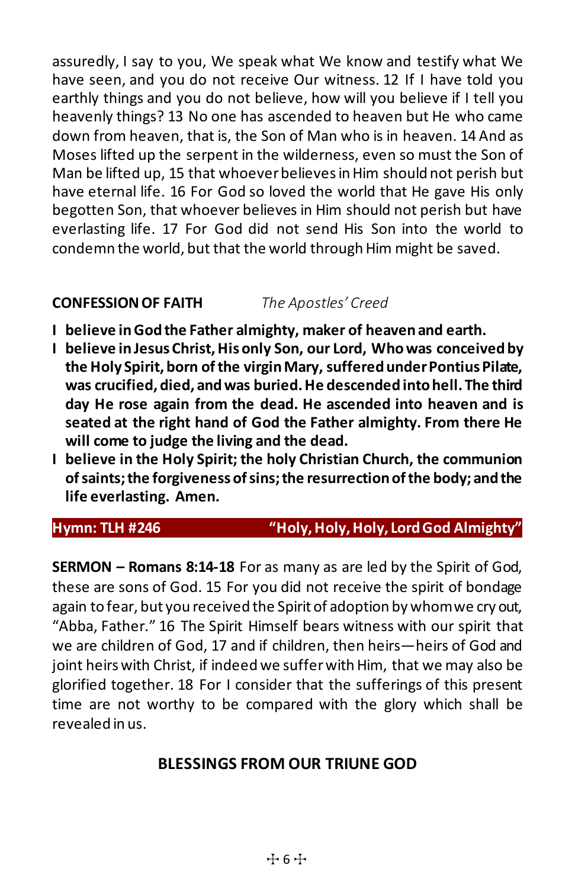assuredly, I say to you, We speak what We know and testify what We have seen, and you do not receive Our witness. 12 If I have told you earthly things and you do not believe, how will you believe if I tell you heavenly things? 13 No one has ascended to heaven but He who came down from heaven, that is, the Son of Man who is in heaven. 14 And as Moses lifted up the serpent in the wilderness, even so must the Son of Man be lifted up, 15 that whoever believes in Him should not perish but have eternal life. 16 For God so loved the world that He gave His only begotten Son, that whoever believes in Him should not perish but have everlasting life. 17 For God did not send His Son into the world to condemn the world, but that the world through Him might be saved.

**CONFESSION OF FAITH** *The Apostles' Creed*

**I believe in God the Father almighty, maker of heaven and earth.**

**I believe in Jesus Christ, His only Son, our Lord, Who was conceived by the Holy Spirit, born of the virgin Mary, suffered under Pontius Pilate, was crucified, died, and was buried. He descended into hell. The third day He rose again from the dead. He ascended into heaven and is seated at the right hand of God the Father almighty. From there He will come to judge the living and the dead.**

**I believe in the Holy Spirit; the holy Christian Church, the communion of saints; the forgiveness of sins; the resurrection of the body; and the life everlasting. Amen.**

**Hymn: TLH #246 "Holy, Holy, Holy, Lord God Almighty"**

**SERMON – Romans 8:14-18** For as many as are led by the Spirit of God, these are sons of God. 15 For you did not receive the spirit of bondage again to fear, but you received the Spirit of adoption by whom we cry out, "Abba, Father." 16 The Spirit Himself bears witness with our spirit that we are children of God, 17 and if children, then heirs—heirs of God and joint heirs with Christ, if indeed we suffer with Him, that we may also be glorified together. 18 For I consider that the sufferings of this present time are not worthy to be compared with the glory which shall be revealed in us.

## BLESSINGS FROM OUR TRIUNE GOD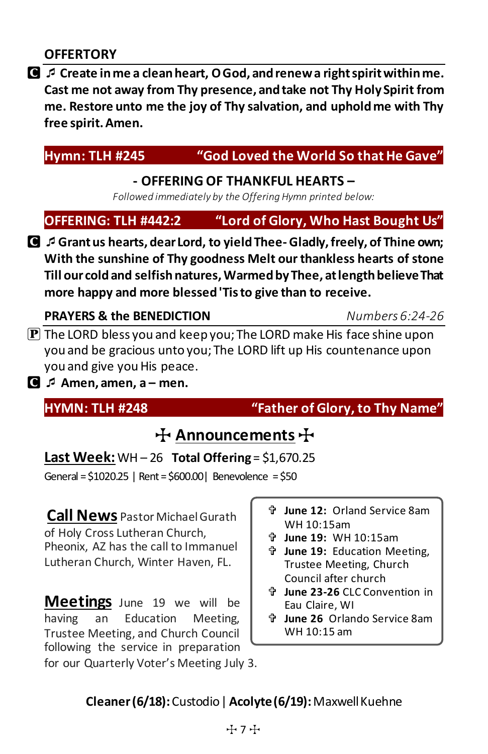**OFFERTORY**

**C** ♬ **Create in me a clean heart, O God, and renew a right spirit within me. Cast me not away from Thy presence, and take not Thy Holy Spirit from me. Restore unto me the joy of Thy salvation, and uphold me with Thy free spirit. Amen.**

**Hymn: TLH #245 "God Loved the World So that He Gave"**

**- OFFERING OF THANKFUL HEARTS –**

*Followed immediately by the Offering Hymn printed below:*

**OFFERING: TLH #442:2 "Lord of Glory, Who Hast Bought Us"**

**C** ♬ **Grant us hearts, dear Lord, to yield Thee- Gladly, freely, of Thine own; With the sunshine of Thy goodness Melt our thankless hearts of stone Till our cold and selfish natures, Warmed by Thee, at length believe That more happy and more blessed 'Tis to give than to receive.**

**PRAYERS & the BENEDICTION** *Numbers 6:24-26*

**P** The LORD bless you and keep you; The LORD make His face shine upon you and be gracious unto you; The LORD lift up His countenance upon you and give you His peace.

**C** ♬ **Amen, amen, a – men.**

**HYMN: TLH #248 "Father of Glory, to Thy Name"**

## ☩ Announcements ☩

**Last Week:** WH – 26 **Total Offering** = $1,670.25

General = $1020.25 | Rent = $600.00 | Benevolence = $50

**Call News** Pastor Michael Gurath of Holy Cross Lutheran Church, Pheonix, AZ has the call to Immanuel Lutheran Church, Winter Haven, FL.

**Meetings** June 19 we will be having an Education Meeting, Trustee Meeting, and Church Council following the service in preparation for our Quarterly Voter's Meeting July 3.

- **June 12:** Orland Service 8am WH 10:15am
- **June 19:** WH 10:15am
- **June 19:** Education Meeting, Trustee Meeting, Church Council after church
- **June 23-26** CLC Convention in Eau Claire, WI
- **June 26** Orlando Service 8am WH 10:15 am

**Cleaner (6/18):** Custodio | **Acolyte (6/19):** Maxwell Kuehne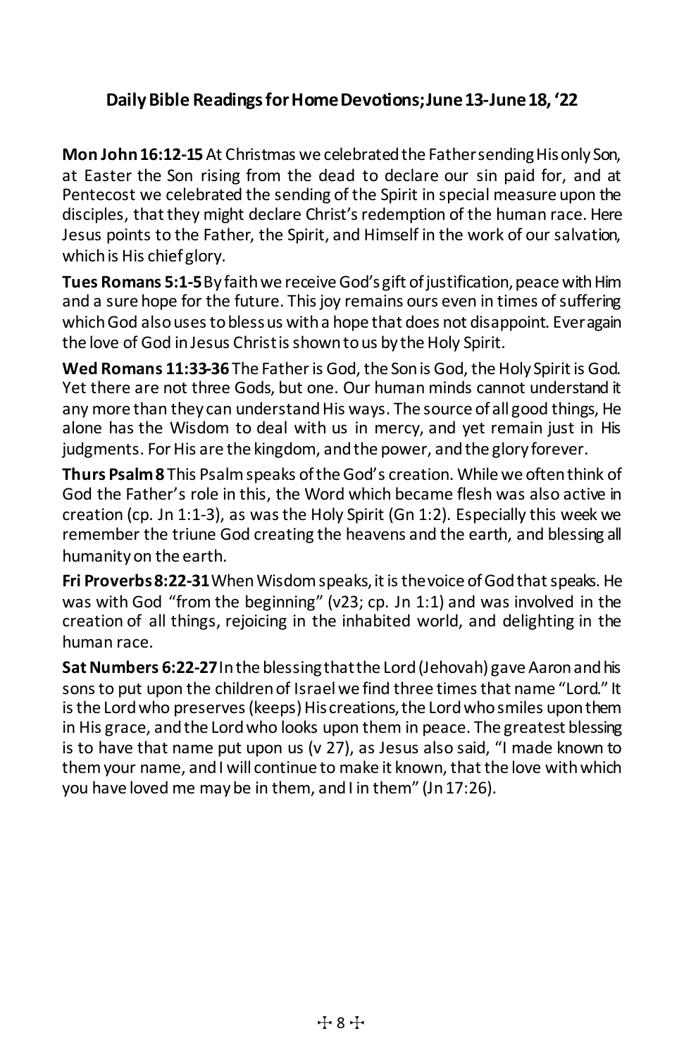## Daily Bible Readings for Home Devotions; June 13-June 18, '22

**Mon John 16:12-15** At Christmas we celebrated the Father sending His only Son, at Easter the Son rising from the dead to declare our sin paid for, and at Pentecost we celebrated the sending of the Spirit in special measure upon the disciples, that they might declare Christ's redemption of the human race. Here Jesus points to the Father, the Spirit, and Himself in the work of our salvation, which is His chief glory.

**Tues Romans 5:1-5** By faith we receive God's gift of justification, peace with Him and a sure hope for the future. This joy remains ours even in times of suffering which God also uses to bless us with a hope that does not disappoint. Ever again the love of God in Jesus Christ is shown to us by the Holy Spirit.

**Wed Romans 11:33-36** The Father is God, the Son is God, the Holy Spirit is God. Yet there are not three Gods, but one. Our human minds cannot understand it any more than they can understand His ways. The source of all good things, He alone has the Wisdom to deal with us in mercy, and yet remain just in His judgments. For His are the kingdom, and the power, and the glory forever.

**Thurs Psalm 8** This Psalm speaks of the God's creation. While we often think of God the Father's role in this, the Word which became flesh was also active in creation (cp. Jn 1:1-3), as was the Holy Spirit (Gn 1:2). Especially this week we remember the triune God creating the heavens and the earth, and blessing all humanity on the earth.

**Fri Proverbs 8:22-31** When Wisdom speaks, it is the voice of God that speaks. He was with God "from the beginning" (v23; cp. Jn 1:1) and was involved in the creation of all things, rejoicing in the inhabited world, and delighting in the human race.

**Sat Numbers 6:22-27** In the blessing that the Lord (Jehovah) gave Aaron and his sons to put upon the children of Israel we find three times that name "Lord." It is the Lord who preserves (keeps) His creations, the Lord who smiles upon them in His grace, and the Lord who looks upon them in peace. The greatest blessing is to have that name put upon us (v 27), as Jesus also said, "I made known to them your name, and I will continue to make it known, that the love with which you have loved me may be in them, and I in them" (Jn 17:26).